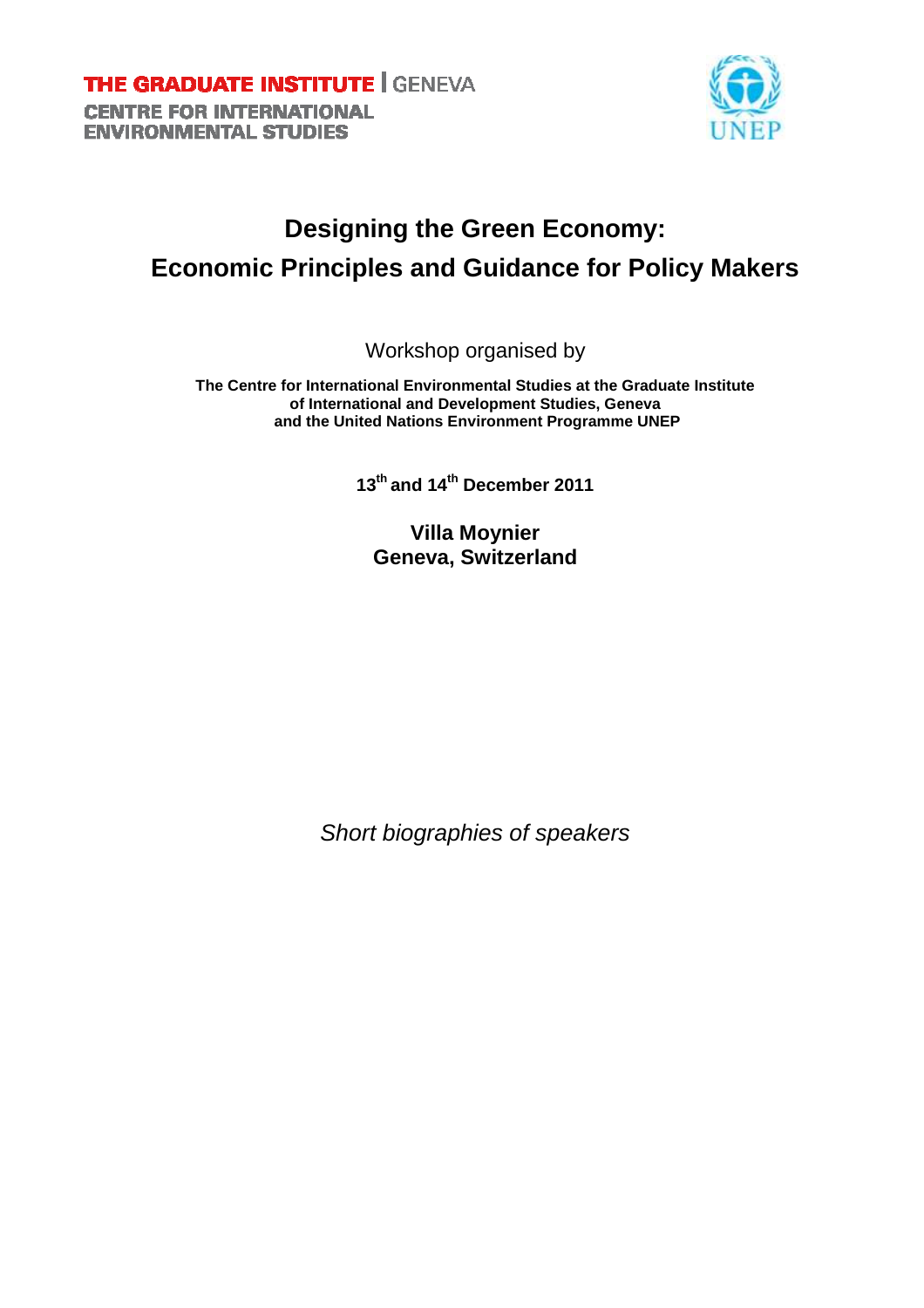**THE GRADUATE INSTITUTE | GENEVA**

**CENTRE FOR INTERNATIONAL ENVIRONMENTAL STUDIES**

UNEP

# Designing the Green Economy: Economic Principles and Guidance for Policy Makers

Workshop organised by

**The Centre for International Environmental Studies at the Graduate Institute of International and Development Studies, Geneva and the United Nations Environment Programme UNEP**

**13th and 14th December 2011**

**Villa Moynier**
**Geneva, Switzerland**

*Short biographies of speakers*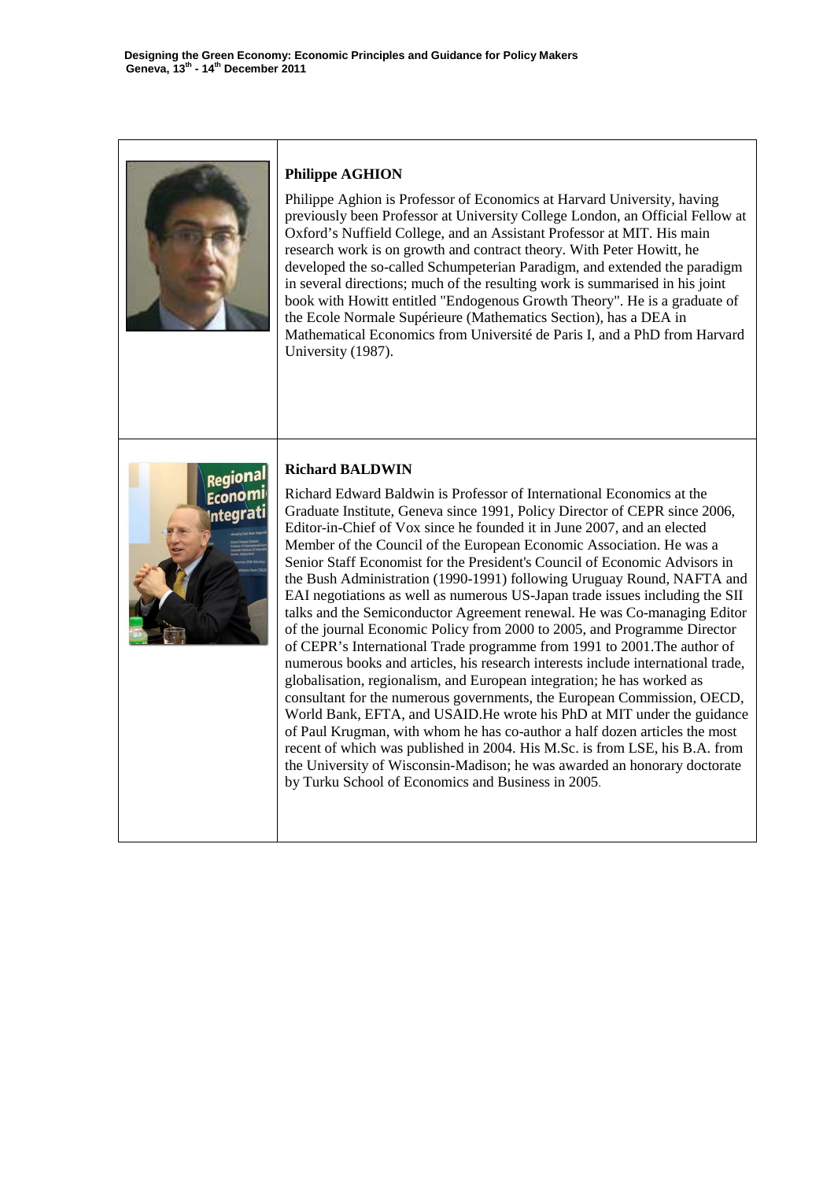### Philippe AGHION

Philippe Aghion is Professor of Economics at Harvard University, having previously been Professor at University College London, an Official Fellow at Oxford's Nuffield College, and an Assistant Professor at MIT. His main research work is on growth and contract theory. With Peter Howitt, he developed the so-called Schumpeterian Paradigm, and extended the paradigm in several directions; much of the resulting work is summarised in his joint book with Howitt entitled "Endogenous Growth Theory". He is a graduate of the Ecole Normale Supérieure (Mathematics Section), has a DEA in Mathematical Economics from Université de Paris I, and a PhD from Harvard University (1987).

### Richard BALDWIN

Richard Edward Baldwin is Professor of International Economics at the Graduate Institute, Geneva since 1991, Policy Director of CEPR since 2006, Editor-in-Chief of Vox since he founded it in June 2007, and an elected Member of the Council of the European Economic Association. He was a Senior Staff Economist for the President's Council of Economic Advisors in the Bush Administration (1990-1991) following Uruguay Round, NAFTA and EAI negotiations as well as numerous US-Japan trade issues including the SII talks and the Semiconductor Agreement renewal. He was Co-managing Editor of the journal Economic Policy from 2000 to 2005, and Programme Director of CEPR's International Trade programme from 1991 to 2001.The author of numerous books and articles, his research interests include international trade, globalisation, regionalism, and European integration; he has worked as consultant for the numerous governments, the European Commission, OECD, World Bank, EFTA, and USAID.He wrote his PhD at MIT under the guidance of Paul Krugman, with whom he has co-author a half dozen articles the most recent of which was published in 2004. His M.Sc. is from LSE, his B.A. from the University of Wisconsin-Madison; he was awarded an honorary doctorate by Turku School of Economics and Business in 2005.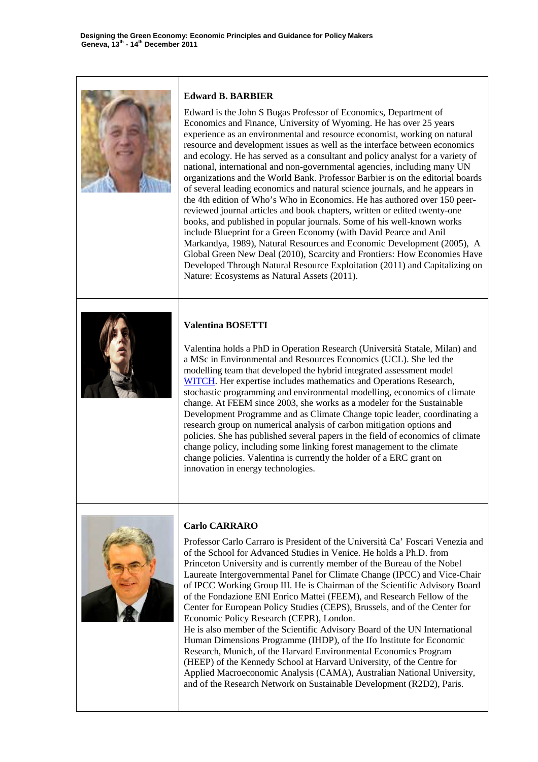### Edward B. BARBIER

Edward is the John S Bugas Professor of Economics, Department of Economics and Finance, University of Wyoming. He has over 25 years experience as an environmental and resource economist, working on natural resource and development issues as well as the interface between economics and ecology. He has served as a consultant and policy analyst for a variety of national, international and non-governmental agencies, including many UN organizations and the World Bank. Professor Barbier is on the editorial boards of several leading economics and natural science journals, and he appears in the 4th edition of Who's Who in Economics. He has authored over 150 peer-reviewed journal articles and book chapters, written or edited twenty-one books, and published in popular journals. Some of his well-known works include Blueprint for a Green Economy (with David Pearce and Anil Markandya, 1989), Natural Resources and Economic Development (2005), A Global Green New Deal (2010), Scarcity and Frontiers: How Economies Have Developed Through Natural Resource Exploitation (2011) and Capitalizing on Nature: Ecosystems as Natural Assets (2011).

### Valentina BOSETTI

Valentina holds a PhD in Operation Research (Università Statale, Milan) and a MSc in Environmental and Resources Economics (UCL). She led the modelling team that developed the hybrid integrated assessment model WITCH. Her expertise includes mathematics and Operations Research, stochastic programming and environmental modelling, economics of climate change. At FEEM since 2003, she works as a modeler for the Sustainable Development Programme and as Climate Change topic leader, coordinating a research group on numerical analysis of carbon mitigation options and policies. She has published several papers in the field of economics of climate change policy, including some linking forest management to the climate change policies. Valentina is currently the holder of a ERC grant on innovation in energy technologies.

### Carlo CARRARO

Professor Carlo Carraro is President of the Università Ca' Foscari Venezia and of the School for Advanced Studies in Venice. He holds a Ph.D. from Princeton University and is currently member of the Bureau of the Nobel Laureate Intergovernmental Panel for Climate Change (IPCC) and Vice-Chair of IPCC Working Group III. He is Chairman of the Scientific Advisory Board of the Fondazione ENI Enrico Mattei (FEEM), and Research Fellow of the Center for European Policy Studies (CEPS), Brussels, and of the Center for Economic Policy Research (CEPR), London.

He is also member of the Scientific Advisory Board of the UN International Human Dimensions Programme (IHDP), of the Ifo Institute for Economic Research, Munich, of the Harvard Environmental Economics Program (HEEP) of the Kennedy School at Harvard University, of the Centre for Applied Macroeconomic Analysis (CAMA), Australian National University, and of the Research Network on Sustainable Development (R2D2), Paris.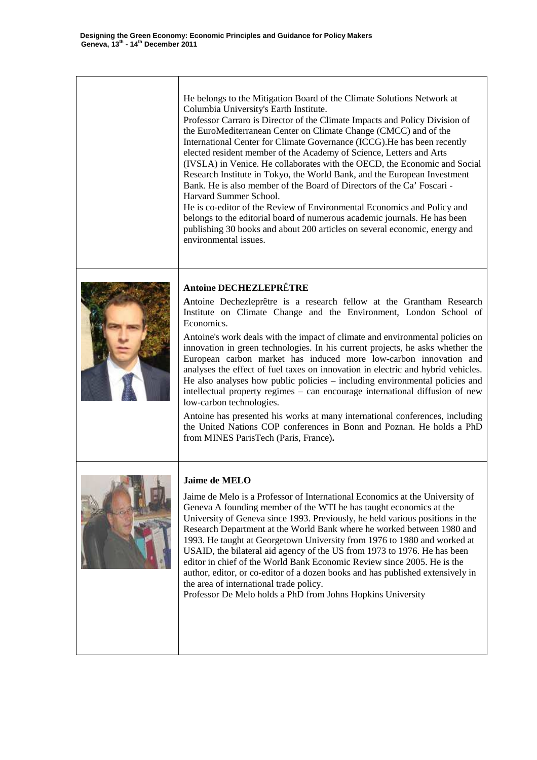He belongs to the Mitigation Board of the Climate Solutions Network at Columbia University's Earth Institute.
Professor Carraro is Director of the Climate Impacts and Policy Division of the EuroMediterranean Center on Climate Change (CMCC) and of the International Center for Climate Governance (ICCG).He has been recently elected resident member of the Academy of Science, Letters and Arts (IVSLA) in Venice. He collaborates with the OECD, the Economic and Social Research Institute in Tokyo, the World Bank, and the European Investment Bank. He is also member of the Board of Directors of the Ca' Foscari - Harvard Summer School.
He is co-editor of the Review of Environmental Economics and Policy and belongs to the editorial board of numerous academic journals. He has been publishing 30 books and about 200 articles on several economic, energy and environmental issues.

**Antoine DECHEZLEPRÊTRE**

**A**ntoine Dechezleprêtre is a research fellow at the Grantham Research Institute on Climate Change and the Environment, London School of Economics.

Antoine's work deals with the impact of climate and environmental policies on innovation in green technologies. In his current projects, he asks whether the European carbon market has induced more low-carbon innovation and analyses the effect of fuel taxes on innovation in electric and hybrid vehicles. He also analyses how public policies – including environmental policies and intellectual property regimes – can encourage international diffusion of new low-carbon technologies.

Antoine has presented his works at many international conferences, including the United Nations COP conferences in Bonn and Poznan. He holds a PhD from MINES ParisTech (Paris, France)**.**

**Jaime de MELO**

Jaime de Melo is a Professor of International Economics at the University of Geneva A founding member of the WTI he has taught economics at the University of Geneva since 1993. Previously, he held various positions in the Research Department at the World Bank where he worked between 1980 and 1993. He taught at Georgetown University from 1976 to 1980 and worked at USAID, the bilateral aid agency of the US from 1973 to 1976. He has been editor in chief of the World Bank Economic Review since 2005. He is the author, editor, or co-editor of a dozen books and has published extensively in the area of international trade policy.
Professor De Melo holds a PhD from Johns Hopkins University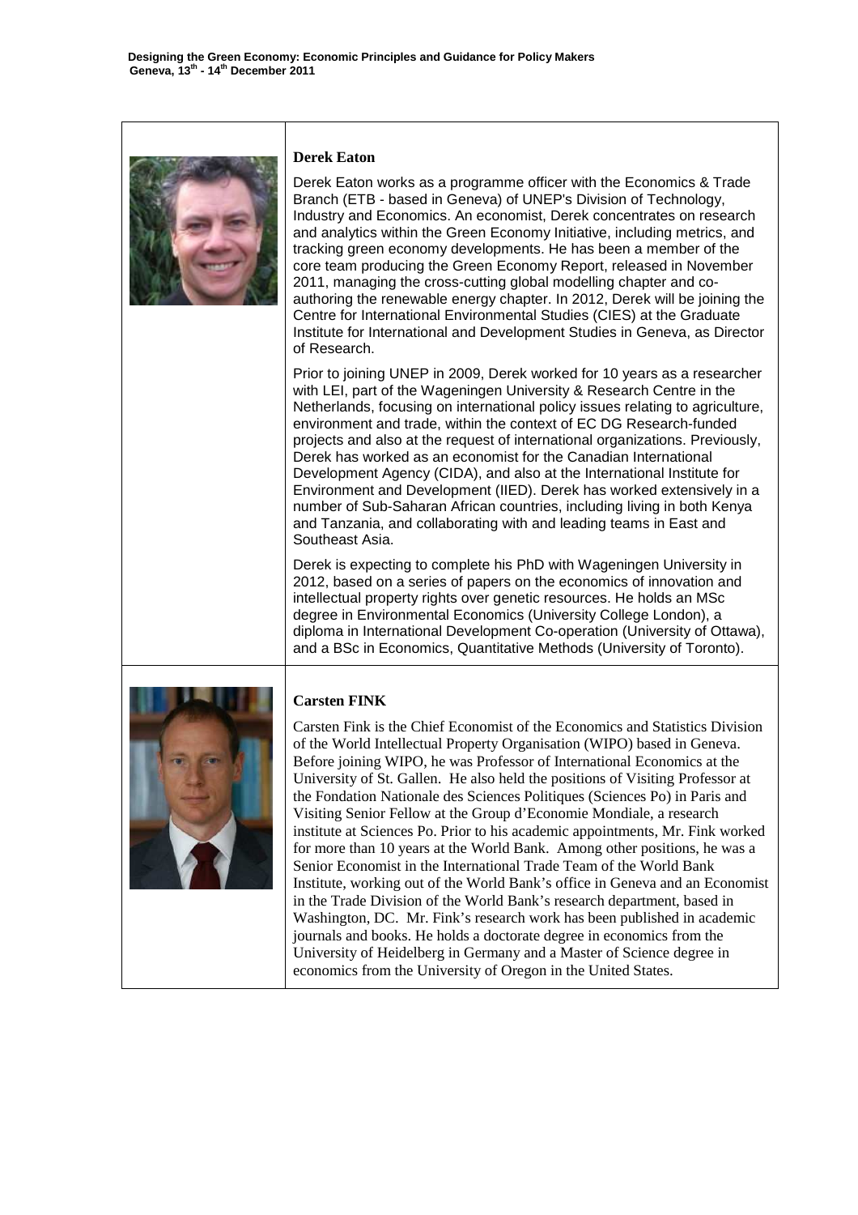**Derek Eaton**

Derek Eaton works as a programme officer with the Economics & Trade Branch (ETB - based in Geneva) of UNEP's Division of Technology, Industry and Economics. An economist, Derek concentrates on research and analytics within the Green Economy Initiative, including metrics, and tracking green economy developments. He has been a member of the core team producing the Green Economy Report, released in November 2011, managing the cross-cutting global modelling chapter and co-authoring the renewable energy chapter. In 2012, Derek will be joining the Centre for International Environmental Studies (CIES) at the Graduate Institute for International and Development Studies in Geneva, as Director of Research.

Prior to joining UNEP in 2009, Derek worked for 10 years as a researcher with LEI, part of the Wageningen University & Research Centre in the Netherlands, focusing on international policy issues relating to agriculture, environment and trade, within the context of EC DG Research-funded projects and also at the request of international organizations. Previously, Derek has worked as an economist for the Canadian International Development Agency (CIDA), and also at the International Institute for Environment and Development (IIED). Derek has worked extensively in a number of Sub-Saharan African countries, including living in both Kenya and Tanzania, and collaborating with and leading teams in East and Southeast Asia.

Derek is expecting to complete his PhD with Wageningen University in 2012, based on a series of papers on the economics of innovation and intellectual property rights over genetic resources. He holds an MSc degree in Environmental Economics (University College London), a diploma in International Development Co-operation (University of Ottawa), and a BSc in Economics, Quantitative Methods (University of Toronto).

**Carsten FINK**

Carsten Fink is the Chief Economist of the Economics and Statistics Division of the World Intellectual Property Organisation (WIPO) based in Geneva. Before joining WIPO, he was Professor of International Economics at the University of St. Gallen. He also held the positions of Visiting Professor at the Fondation Nationale des Sciences Politiques (Sciences Po) in Paris and Visiting Senior Fellow at the Group d'Economie Mondiale, a research institute at Sciences Po. Prior to his academic appointments, Mr. Fink worked for more than 10 years at the World Bank. Among other positions, he was a Senior Economist in the International Trade Team of the World Bank Institute, working out of the World Bank's office in Geneva and an Economist in the Trade Division of the World Bank's research department, based in Washington, DC. Mr. Fink's research work has been published in academic journals and books. He holds a doctorate degree in economics from the University of Heidelberg in Germany and a Master of Science degree in economics from the University of Oregon in the United States.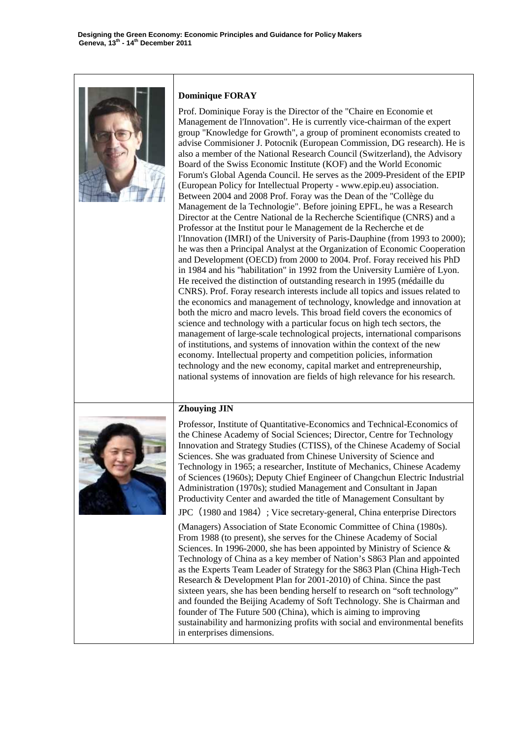### Dominique FORAY

Prof. Dominique Foray is the Director of the "Chaire en Economie et Management de l'Innovation". He is currently vice-chairman of the expert group "Knowledge for Growth", a group of prominent economists created to advise Commisioner J. Potocnik (European Commission, DG research). He is also a member of the National Research Council (Switzerland), the Advisory Board of the Swiss Economic Institute (KOF) and the World Economic Forum's Global Agenda Council. He serves as the 2009-President of the EPIP (European Policy for Intellectual Property - www.epip.eu) association. Between 2004 and 2008 Prof. Foray was the Dean of the "Collège du Management de la Technologie". Before joining EPFL, he was a Research Director at the Centre National de la Recherche Scientifique (CNRS) and a Professor at the Institut pour le Management de la Recherche et de l'Innovation (IMRI) of the University of Paris-Dauphine (from 1993 to 2000); he was then a Principal Analyst at the Organization of Economic Cooperation and Development (OECD) from 2000 to 2004. Prof. Foray received his PhD in 1984 and his "habilitation" in 1992 from the University Lumière of Lyon. He received the distinction of outstanding research in 1995 (médaille du CNRS). Prof. Foray research interests include all topics and issues related to the economics and management of technology, knowledge and innovation at both the micro and macro levels. This broad field covers the economics of science and technology with a particular focus on high tech sectors, the management of large-scale technological projects, international comparisons of institutions, and systems of innovation within the context of the new economy. Intellectual property and competition policies, information technology and the new economy, capital market and entrepreneurship, national systems of innovation are fields of high relevance for his research.

### Zhouying JIN

Professor, Institute of Quantitative-Economics and Technical-Economics of the Chinese Academy of Social Sciences; Director, Centre for Technology Innovation and Strategy Studies (CTISS), of the Chinese Academy of Social Sciences. She was graduated from Chinese University of Science and Technology in 1965; a researcher, Institute of Mechanics, Chinese Academy of Sciences (1960s); Deputy Chief Engineer of Changchun Electric Industrial Administration (1970s); studied Management and Consultant in Japan Productivity Center and awarded the title of Management Consultant by JPC（1980 and 1984）; Vice secretary-general, China enterprise Directors (Managers) Association of State Economic Committee of China (1980s). From 1988 (to present), she serves for the Chinese Academy of Social Sciences. In 1996-2000, she has been appointed by Ministry of Science & Technology of China as a key member of Nation's S863 Plan and appointed as the Experts Team Leader of Strategy for the S863 Plan (China High-Tech Research & Development Plan for 2001-2010) of China. Since the past sixteen years, she has been bending herself to research on "soft technology" and founded the Beijing Academy of Soft Technology. She is Chairman and founder of The Future 500 (China), which is aiming to improving sustainability and harmonizing profits with social and environmental benefits in enterprises dimensions.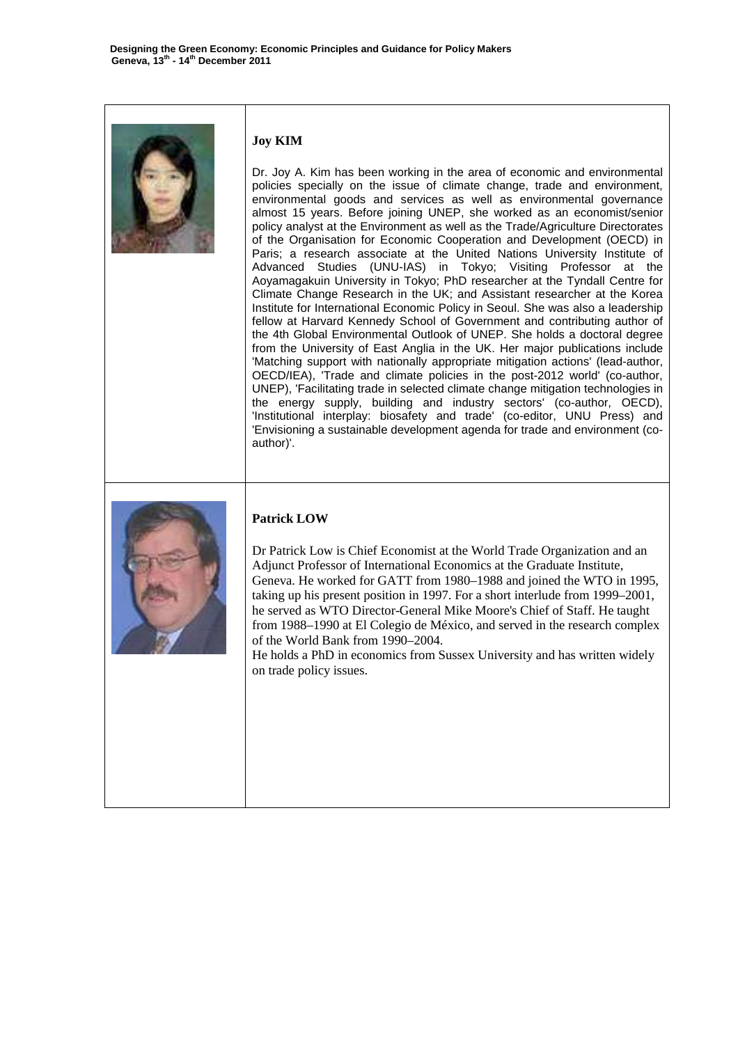## Joy KIM

Dr. Joy A. Kim has been working in the area of economic and environmental policies specially on the issue of climate change, trade and environment, environmental goods and services as well as environmental governance almost 15 years. Before joining UNEP, she worked as an economist/senior policy analyst at the Environment as well as the Trade/Agriculture Directorates of the Organisation for Economic Cooperation and Development (OECD) in Paris; a research associate at the United Nations University Institute of Advanced Studies (UNU-IAS) in Tokyo; Visiting Professor at the Aoyamagakuin University in Tokyo; PhD researcher at the Tyndall Centre for Climate Change Research in the UK; and Assistant researcher at the Korea Institute for International Economic Policy in Seoul. She was also a leadership fellow at Harvard Kennedy School of Government and contributing author of the 4th Global Environmental Outlook of UNEP. She holds a doctoral degree from the University of East Anglia in the UK. Her major publications include 'Matching support with nationally appropriate mitigation actions' (lead-author, OECD/IEA), 'Trade and climate policies in the post-2012 world' (co-author, UNEP), 'Facilitating trade in selected climate change mitigation technologies in the energy supply, building and industry sectors' (co-author, OECD), 'Institutional interplay: biosafety and trade' (co-editor, UNU Press) and 'Envisioning a sustainable development agenda for trade and environment (co-author)'.

## Patrick LOW

Dr Patrick Low is Chief Economist at the World Trade Organization and an Adjunct Professor of International Economics at the Graduate Institute, Geneva. He worked for GATT from 1980–1988 and joined the WTO in 1995, taking up his present position in 1997. For a short interlude from 1999–2001, he served as WTO Director-General Mike Moore's Chief of Staff. He taught from 1988–1990 at El Colegio de México, and served in the research complex of the World Bank from 1990–2004.

He holds a PhD in economics from Sussex University and has written widely on trade policy issues.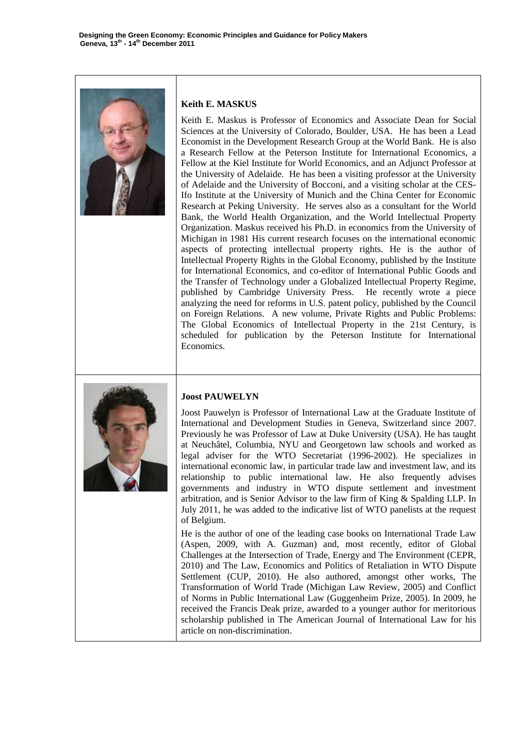### Keith E. MASKUS

Keith E. Maskus is Professor of Economics and Associate Dean for Social Sciences at the University of Colorado, Boulder, USA. He has been a Lead Economist in the Development Research Group at the World Bank. He is also a Research Fellow at the Peterson Institute for International Economics, a Fellow at the Kiel Institute for World Economics, and an Adjunct Professor at the University of Adelaide. He has been a visiting professor at the University of Adelaide and the University of Bocconi, and a visiting scholar at the CES-Ifo Institute at the University of Munich and the China Center for Economic Research at Peking University. He serves also as a consultant for the World Bank, the World Health Organization, and the World Intellectual Property Organization. Maskus received his Ph.D. in economics from the University of Michigan in 1981 His current research focuses on the international economic aspects of protecting intellectual property rights. He is the author of Intellectual Property Rights in the Global Economy, published by the Institute for International Economics, and co-editor of International Public Goods and the Transfer of Technology under a Globalized Intellectual Property Regime, published by Cambridge University Press. He recently wrote a piece analyzing the need for reforms in U.S. patent policy, published by the Council on Foreign Relations. A new volume, Private Rights and Public Problems: The Global Economics of Intellectual Property in the 21st Century, is scheduled for publication by the Peterson Institute for International Economics.

### Joost PAUWELYN

Joost Pauwelyn is Professor of International Law at the Graduate Institute of International and Development Studies in Geneva, Switzerland since 2007. Previously he was Professor of Law at Duke University (USA). He has taught at Neuchâtel, Columbia, NYU and Georgetown law schools and worked as legal adviser for the WTO Secretariat (1996-2002). He specializes in international economic law, in particular trade law and investment law, and its relationship to public international law. He also frequently advises governments and industry in WTO dispute settlement and investment arbitration, and is Senior Advisor to the law firm of King & Spalding LLP. In July 2011, he was added to the indicative list of WTO panelists at the request of Belgium.

He is the author of one of the leading case books on International Trade Law (Aspen, 2009, with A. Guzman) and, most recently, editor of Global Challenges at the Intersection of Trade, Energy and The Environment (CEPR, 2010) and The Law, Economics and Politics of Retaliation in WTO Dispute Settlement (CUP, 2010). He also authored, amongst other works, The Transformation of World Trade (Michigan Law Review, 2005) and Conflict of Norms in Public International Law (Guggenheim Prize, 2005). In 2009, he received the Francis Deak prize, awarded to a younger author for meritorious scholarship published in The American Journal of International Law for his article on non-discrimination.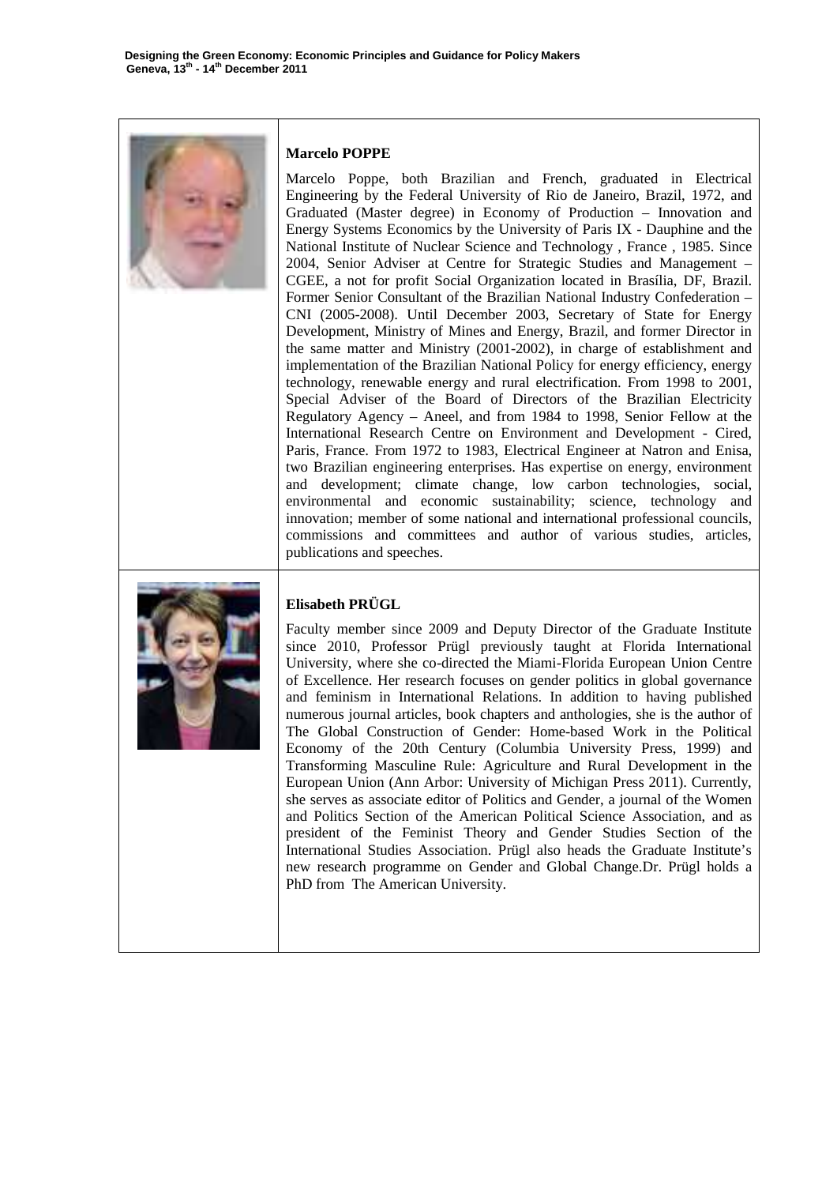**Marcelo POPPE**

Marcelo Poppe, both Brazilian and French, graduated in Electrical Engineering by the Federal University of Rio de Janeiro, Brazil, 1972, and Graduated (Master degree) in Economy of Production – Innovation and Energy Systems Economics by the University of Paris IX - Dauphine and the National Institute of Nuclear Science and Technology , France , 1985. Since 2004, Senior Adviser at Centre for Strategic Studies and Management – CGEE, a not for profit Social Organization located in Brasília, DF, Brazil. Former Senior Consultant of the Brazilian National Industry Confederation – CNI (2005-2008). Until December 2003, Secretary of State for Energy Development, Ministry of Mines and Energy, Brazil, and former Director in the same matter and Ministry (2001-2002), in charge of establishment and implementation of the Brazilian National Policy for energy efficiency, energy technology, renewable energy and rural electrification. From 1998 to 2001, Special Adviser of the Board of Directors of the Brazilian Electricity Regulatory Agency – Aneel, and from 1984 to 1998, Senior Fellow at the International Research Centre on Environment and Development - Cired, Paris, France. From 1972 to 1983, Electrical Engineer at Natron and Enisa, two Brazilian engineering enterprises. Has expertise on energy, environment and development; climate change, low carbon technologies, social, environmental and economic sustainability; science, technology and innovation; member of some national and international professional councils, commissions and committees and author of various studies, articles, publications and speeches.

**Elisabeth PRÜGL**

Faculty member since 2009 and Deputy Director of the Graduate Institute since 2010, Professor Prügl previously taught at Florida International University, where she co-directed the Miami-Florida European Union Centre of Excellence. Her research focuses on gender politics in global governance and feminism in International Relations. In addition to having published numerous journal articles, book chapters and anthologies, she is the author of The Global Construction of Gender: Home-based Work in the Political Economy of the 20th Century (Columbia University Press, 1999) and Transforming Masculine Rule: Agriculture and Rural Development in the European Union (Ann Arbor: University of Michigan Press 2011). Currently, she serves as associate editor of Politics and Gender, a journal of the Women and Politics Section of the American Political Science Association, and as president of the Feminist Theory and Gender Studies Section of the International Studies Association. Prügl also heads the Graduate Institute's new research programme on Gender and Global Change.Dr. Prügl holds a PhD from The American University.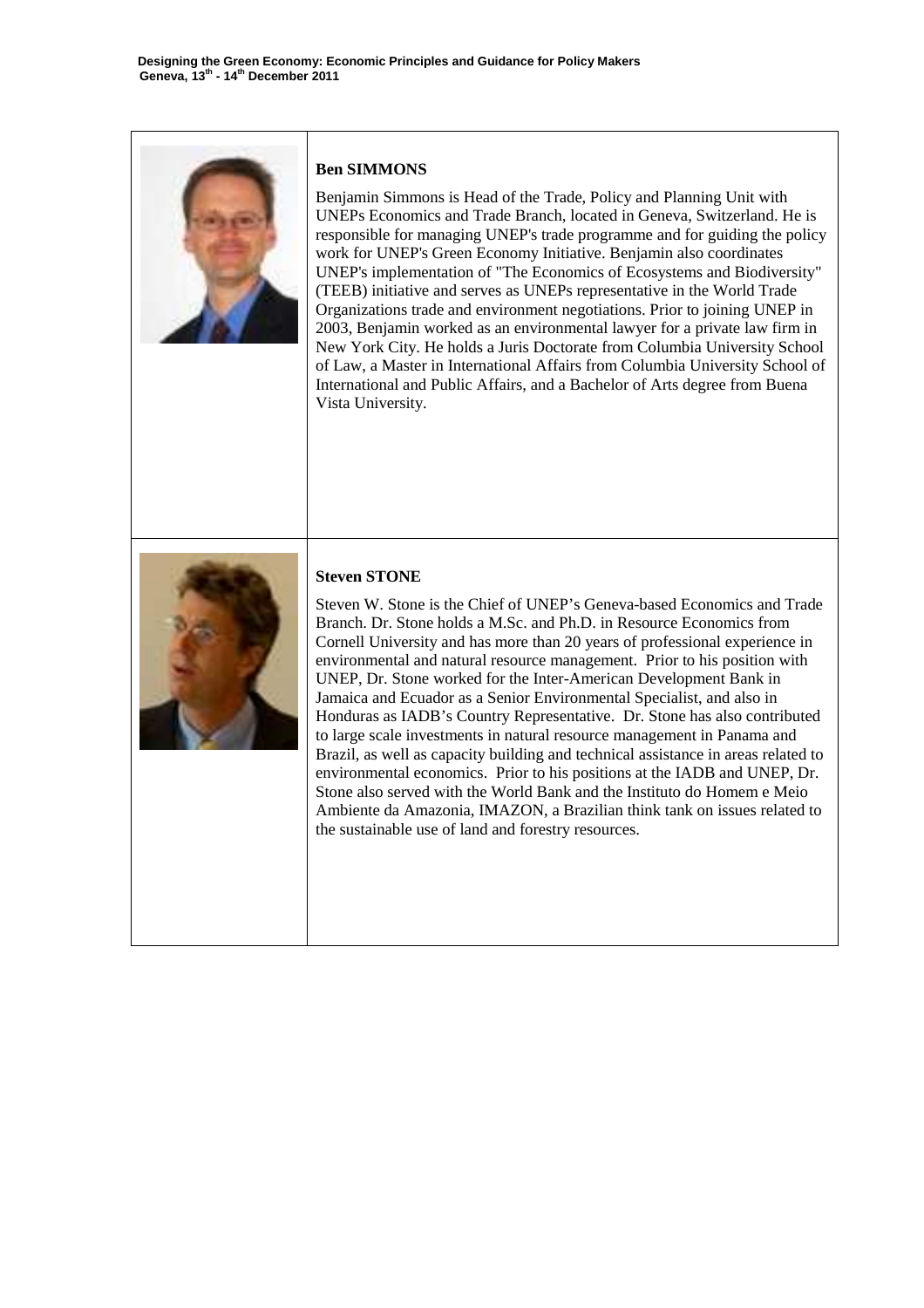### Ben SIMMONS

Benjamin Simmons is Head of the Trade, Policy and Planning Unit with UNEPs Economics and Trade Branch, located in Geneva, Switzerland. He is responsible for managing UNEP's trade programme and for guiding the policy work for UNEP's Green Economy Initiative. Benjamin also coordinates UNEP's implementation of "The Economics of Ecosystems and Biodiversity" (TEEB) initiative and serves as UNEPs representative in the World Trade Organizations trade and environment negotiations. Prior to joining UNEP in 2003, Benjamin worked as an environmental lawyer for a private law firm in New York City. He holds a Juris Doctorate from Columbia University School of Law, a Master in International Affairs from Columbia University School of International and Public Affairs, and a Bachelor of Arts degree from Buena Vista University.

### Steven STONE

Steven W. Stone is the Chief of UNEP's Geneva-based Economics and Trade Branch. Dr. Stone holds a M.Sc. and Ph.D. in Resource Economics from Cornell University and has more than 20 years of professional experience in environmental and natural resource management. Prior to his position with UNEP, Dr. Stone worked for the Inter-American Development Bank in Jamaica and Ecuador as a Senior Environmental Specialist, and also in Honduras as IADB's Country Representative. Dr. Stone has also contributed to large scale investments in natural resource management in Panama and Brazil, as well as capacity building and technical assistance in areas related to environmental economics. Prior to his positions at the IADB and UNEP, Dr. Stone also served with the World Bank and the Instituto do Homem e Meio Ambiente da Amazonia, IMAZON, a Brazilian think tank on issues related to the sustainable use of land and forestry resources.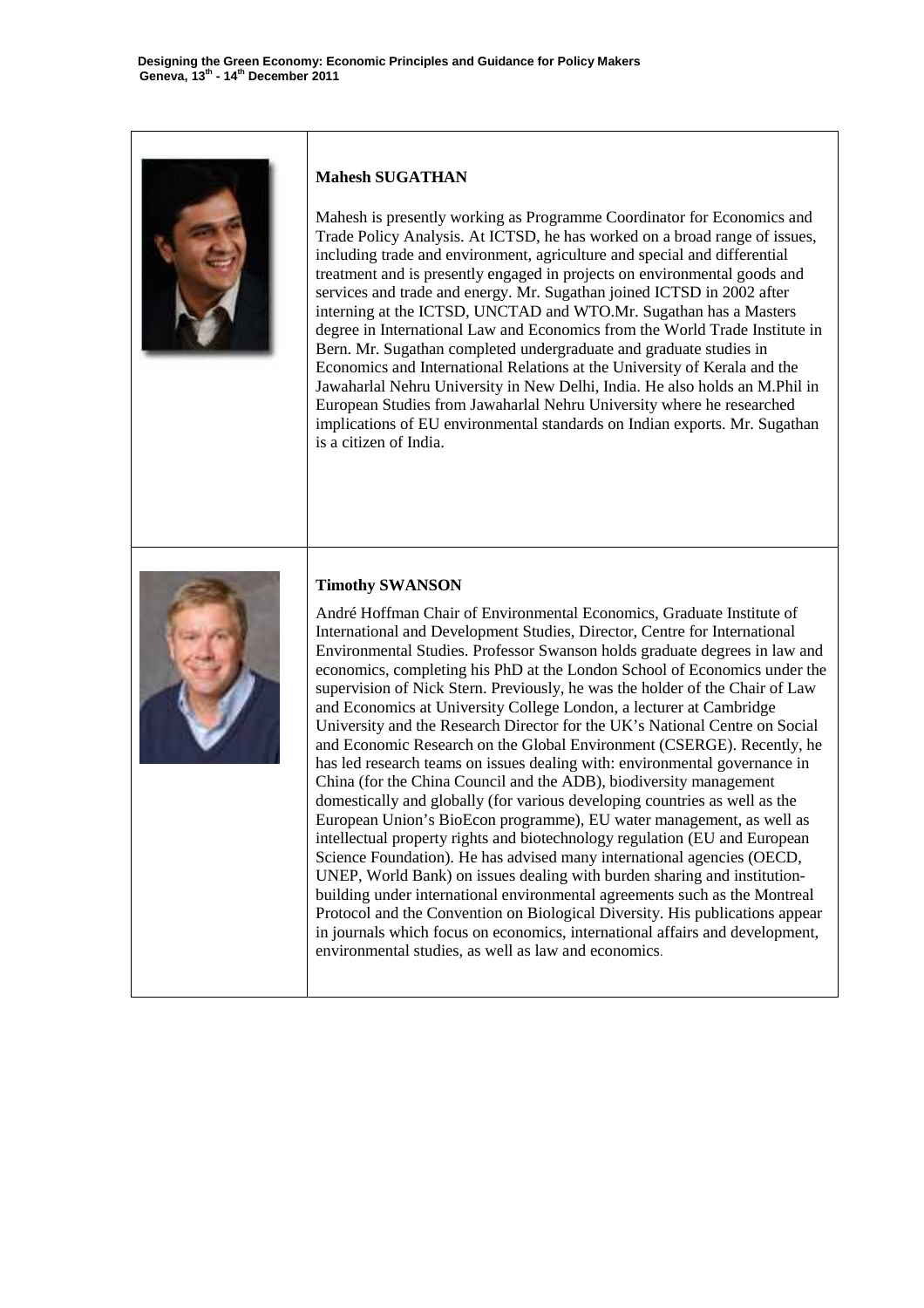**Mahesh SUGATHAN**

Mahesh is presently working as Programme Coordinator for Economics and Trade Policy Analysis. At ICTSD, he has worked on a broad range of issues, including trade and environment, agriculture and special and differential treatment and is presently engaged in projects on environmental goods and services and trade and energy. Mr. Sugathan joined ICTSD in 2002 after interning at the ICTSD, UNCTAD and WTO.Mr. Sugathan has a Masters degree in International Law and Economics from the World Trade Institute in Bern. Mr. Sugathan completed undergraduate and graduate studies in Economics and International Relations at the University of Kerala and the Jawaharlal Nehru University in New Delhi, India. He also holds an M.Phil in European Studies from Jawaharlal Nehru University where he researched implications of EU environmental standards on Indian exports. Mr. Sugathan is a citizen of India.

**Timothy SWANSON**

André Hoffman Chair of Environmental Economics, Graduate Institute of International and Development Studies, Director, Centre for International Environmental Studies. Professor Swanson holds graduate degrees in law and economics, completing his PhD at the London School of Economics under the supervision of Nick Stern. Previously, he was the holder of the Chair of Law and Economics at University College London, a lecturer at Cambridge University and the Research Director for the UK's National Centre on Social and Economic Research on the Global Environment (CSERGE). Recently, he has led research teams on issues dealing with: environmental governance in China (for the China Council and the ADB), biodiversity management domestically and globally (for various developing countries as well as the European Union's BioEcon programme), EU water management, as well as intellectual property rights and biotechnology regulation (EU and European Science Foundation). He has advised many international agencies (OECD, UNEP, World Bank) on issues dealing with burden sharing and institution-building under international environmental agreements such as the Montreal Protocol and the Convention on Biological Diversity. His publications appear in journals which focus on economics, international affairs and development, environmental studies, as well as law and economics.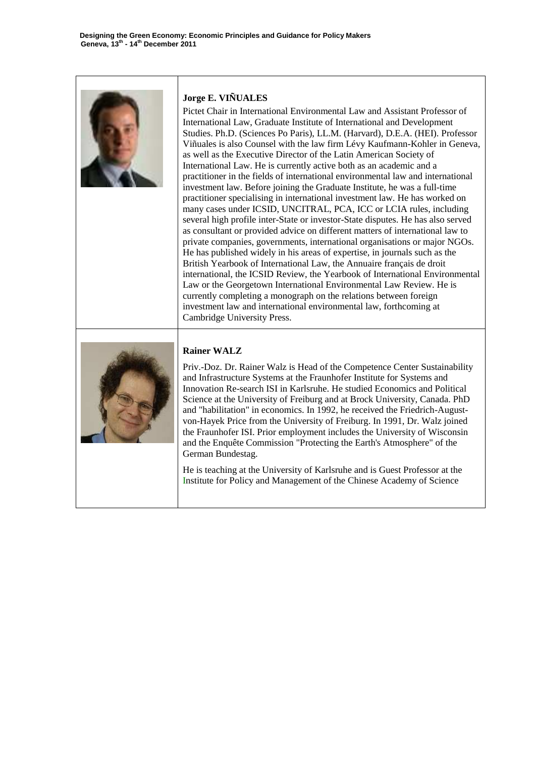**Jorge E. VIÑUALES**

Pictet Chair in International Environmental Law and Assistant Professor of International Law, Graduate Institute of International and Development Studies. Ph.D. (Sciences Po Paris), LL.M. (Harvard), D.E.A. (HEI). Professor Viñuales is also Counsel with the law firm Lévy Kaufmann-Kohler in Geneva, as well as the Executive Director of the Latin American Society of International Law. He is currently active both as an academic and a practitioner in the fields of international environmental law and international investment law. Before joining the Graduate Institute, he was a full-time practitioner specialising in international investment law. He has worked on many cases under ICSID, UNCITRAL, PCA, ICC or LCIA rules, including several high profile inter-State or investor-State disputes. He has also served as consultant or provided advice on different matters of international law to private companies, governments, international organisations or major NGOs. He has published widely in his areas of expertise, in journals such as the British Yearbook of International Law, the Annuaire français de droit international, the ICSID Review, the Yearbook of International Environmental Law or the Georgetown International Environmental Law Review. He is currently completing a monograph on the relations between foreign investment law and international environmental law, forthcoming at Cambridge University Press.

**Rainer WALZ**

Priv.-Doz. Dr. Rainer Walz is Head of the Competence Center Sustainability and Infrastructure Systems at the Fraunhofer Institute for Systems and Innovation Re-search ISI in Karlsruhe. He studied Economics and Political Science at the University of Freiburg and at Brock University, Canada. PhD and "habilitation" in economics. In 1992, he received the Friedrich-August-von-Hayek Price from the University of Freiburg. In 1991, Dr. Walz joined the Fraunhofer ISI. Prior employment includes the University of Wisconsin and the Enquête Commission "Protecting the Earth's Atmosphere" of the German Bundestag.

He is teaching at the University of Karlsruhe and is Guest Professor at the Institute for Policy and Management of the Chinese Academy of Science